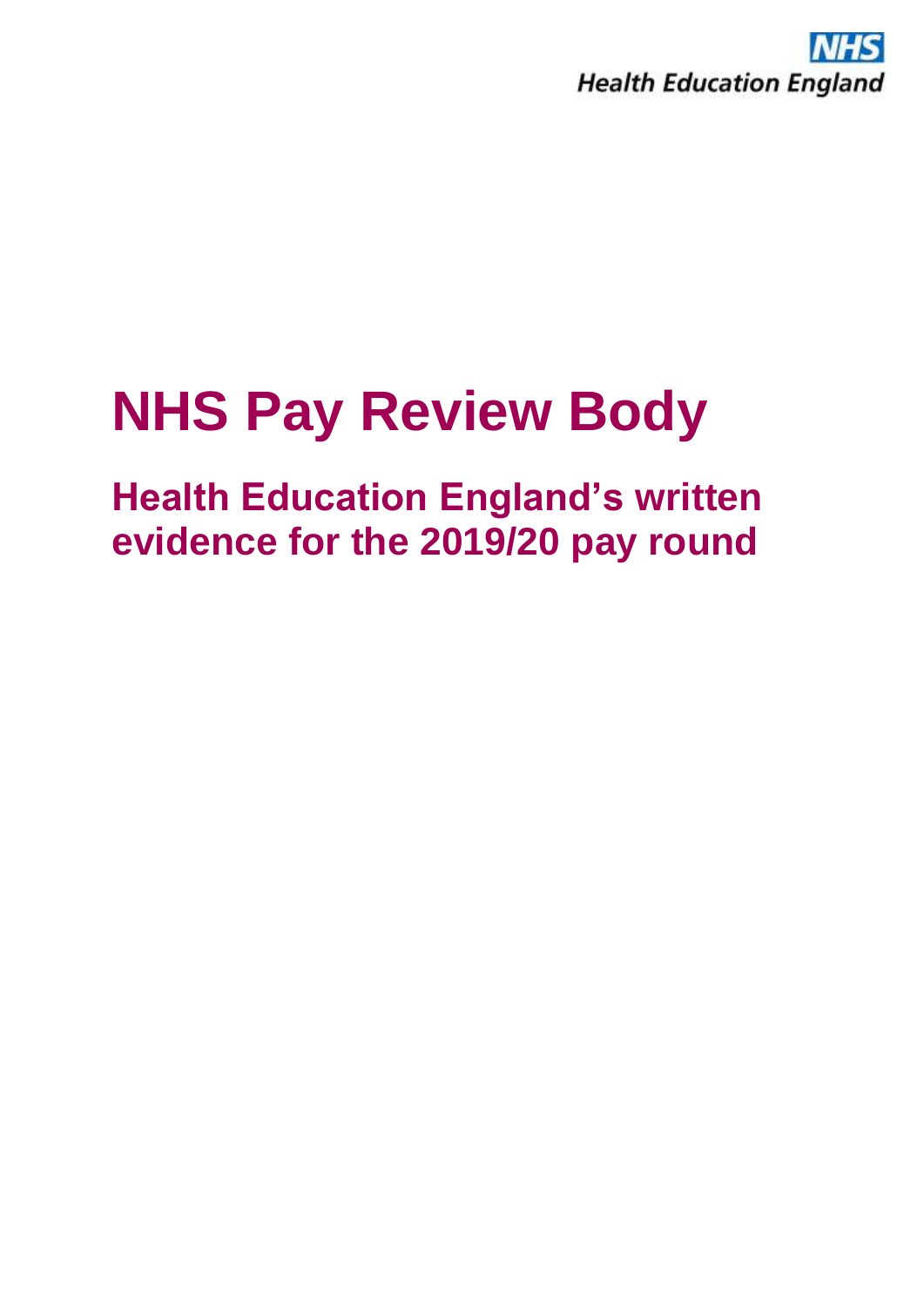NHS
Health Education England

# NHS Pay Review Body

## Health Education England's written evidence for the 2019/20 pay round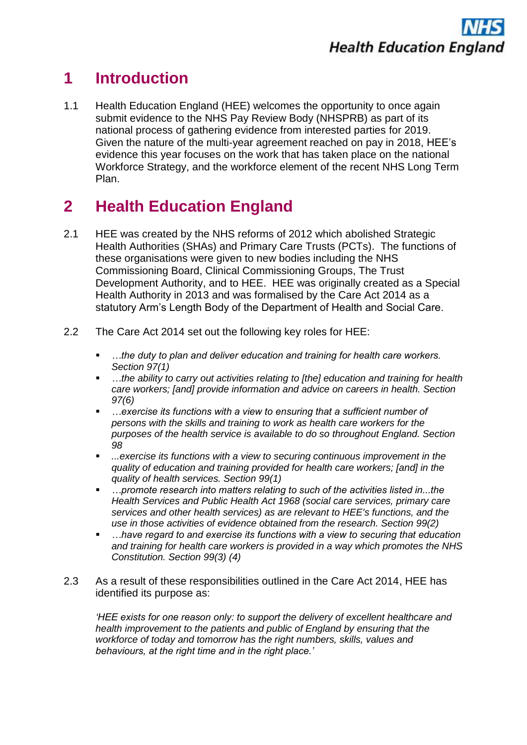# 1 Introduction

1.1 Health Education England (HEE) welcomes the opportunity to once again submit evidence to the NHS Pay Review Body (NHSPRB) as part of its national process of gathering evidence from interested parties for 2019. Given the nature of the multi-year agreement reached on pay in 2018, HEE's evidence this year focuses on the work that has taken place on the national Workforce Strategy, and the workforce element of the recent NHS Long Term Plan.

# 2 Health Education England

2.1 HEE was created by the NHS reforms of 2012 which abolished Strategic Health Authorities (SHAs) and Primary Care Trusts (PCTs). The functions of these organisations were given to new bodies including the NHS Commissioning Board, Clinical Commissioning Groups, The Trust Development Authority, and to HEE. HEE was originally created as a Special Health Authority in 2013 and was formalised by the Care Act 2014 as a statutory Arm's Length Body of the Department of Health and Social Care.

2.2 The Care Act 2014 set out the following key roles for HEE:

- *…the duty to plan and deliver education and training for health care workers. Section 97(1)*
- *…the ability to carry out activities relating to [the] education and training for health care workers; [and] provide information and advice on careers in health. Section 97(6)*
- *…exercise its functions with a view to ensuring that a sufficient number of persons with the skills and training to work as health care workers for the purposes of the health service is available to do so throughout England. Section 98*
- *...exercise its functions with a view to securing continuous improvement in the quality of education and training provided for health care workers; [and] in the quality of health services. Section 99(1)*
- *…promote research into matters relating to such of the activities listed in...the Health Services and Public Health Act 1968 (social care services, primary care services and other health services) as are relevant to HEE's functions, and the use in those activities of evidence obtained from the research. Section 99(2)*
- *…have regard to and exercise its functions with a view to securing that education and training for health care workers is provided in a way which promotes the NHS Constitution. Section 99(3) (4)*

2.3 As a result of these responsibilities outlined in the Care Act 2014, HEE has identified its purpose as:

*'HEE exists for one reason only: to support the delivery of excellent healthcare and health improvement to the patients and public of England by ensuring that the workforce of today and tomorrow has the right numbers, skills, values and behaviours, at the right time and in the right place.'*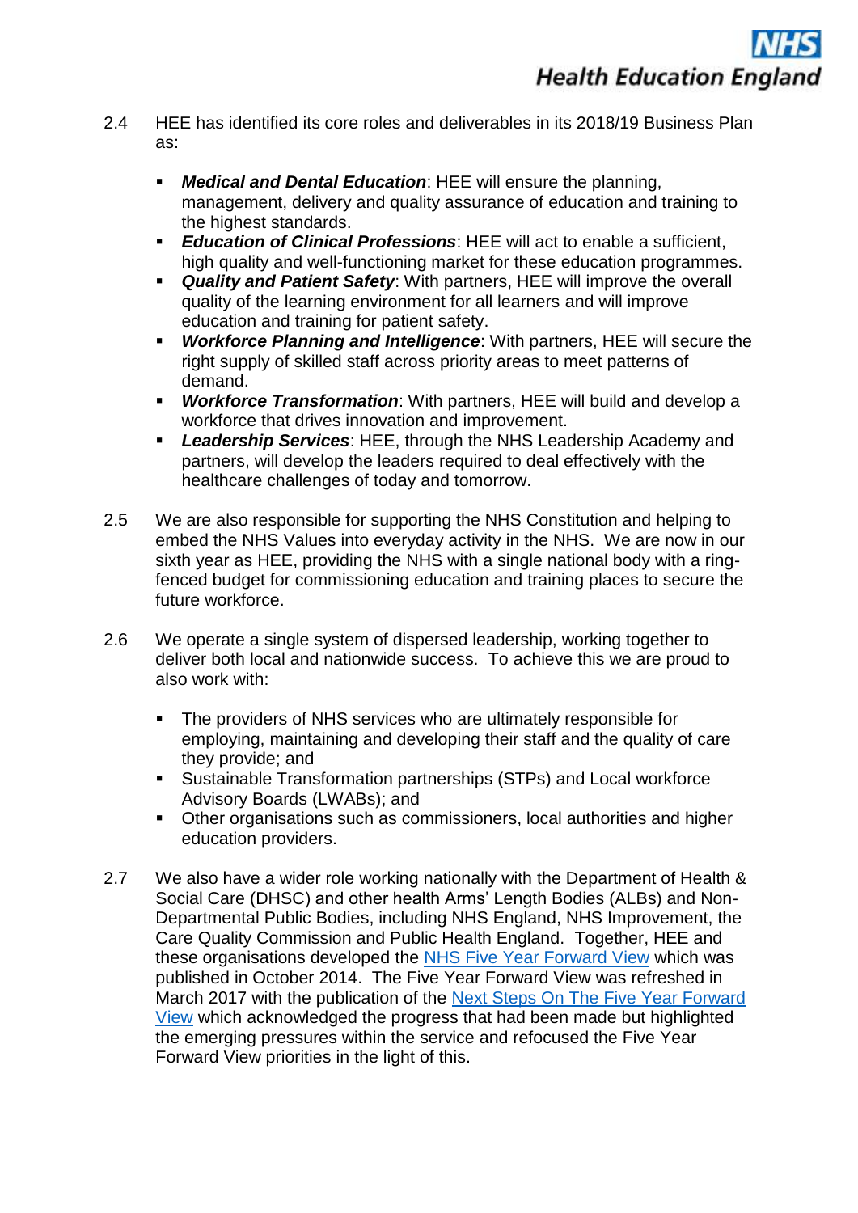2.4 HEE has identified its core roles and deliverables in its 2018/19 Business Plan as:

- ***Medical and Dental Education***: HEE will ensure the planning, management, delivery and quality assurance of education and training to the highest standards.
- ***Education of Clinical Professions***: HEE will act to enable a sufficient, high quality and well-functioning market for these education programmes.
- ***Quality and Patient Safety***: With partners, HEE will improve the overall quality of the learning environment for all learners and will improve education and training for patient safety.
- ***Workforce Planning and Intelligence***: With partners, HEE will secure the right supply of skilled staff across priority areas to meet patterns of demand.
- ***Workforce Transformation***: With partners, HEE will build and develop a workforce that drives innovation and improvement.
- ***Leadership Services***: HEE, through the NHS Leadership Academy and partners, will develop the leaders required to deal effectively with the healthcare challenges of today and tomorrow.

2.5 We are also responsible for supporting the NHS Constitution and helping to embed the NHS Values into everyday activity in the NHS. We are now in our sixth year as HEE, providing the NHS with a single national body with a ring-fenced budget for commissioning education and training places to secure the future workforce.

2.6 We operate a single system of dispersed leadership, working together to deliver both local and nationwide success. To achieve this we are proud to also work with:

- The providers of NHS services who are ultimately responsible for employing, maintaining and developing their staff and the quality of care they provide; and
- Sustainable Transformation partnerships (STPs) and Local workforce Advisory Boards (LWABs); and
- Other organisations such as commissioners, local authorities and higher education providers.

2.7 We also have a wider role working nationally with the Department of Health & Social Care (DHSC) and other health Arms' Length Bodies (ALBs) and Non-Departmental Public Bodies, including NHS England, NHS Improvement, the Care Quality Commission and Public Health England. Together, HEE and these organisations developed the NHS Five Year Forward View which was published in October 2014. The Five Year Forward View was refreshed in March 2017 with the publication of the Next Steps On The Five Year Forward View which acknowledged the progress that had been made but highlighted the emerging pressures within the service and refocused the Five Year Forward View priorities in the light of this.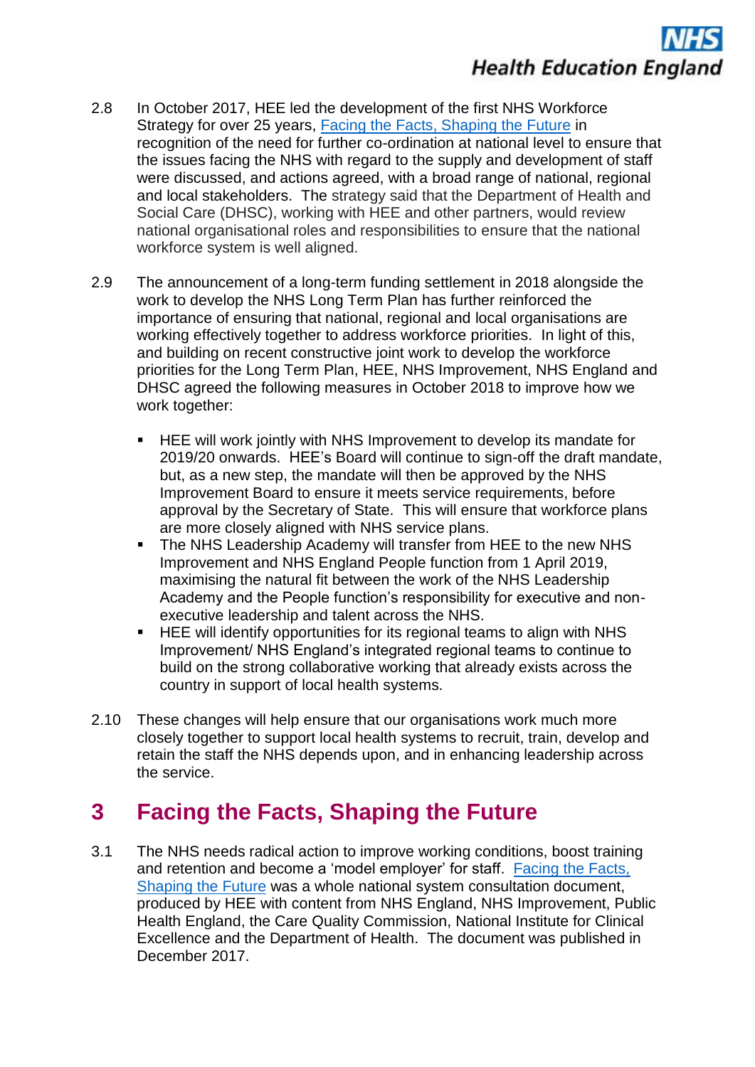2.8 In October 2017, HEE led the development of the first NHS Workforce Strategy for over 25 years, [Facing the Facts, Shaping the Future]() in recognition of the need for further co-ordination at national level to ensure that the issues facing the NHS with regard to the supply and development of staff were discussed, and actions agreed, with a broad range of national, regional and local stakeholders. The strategy said that the Department of Health and Social Care (DHSC), working with HEE and other partners, would review national organisational roles and responsibilities to ensure that the national workforce system is well aligned.

2.9 The announcement of a long-term funding settlement in 2018 alongside the work to develop the NHS Long Term Plan has further reinforced the importance of ensuring that national, regional and local organisations are working effectively together to address workforce priorities. In light of this, and building on recent constructive joint work to develop the workforce priorities for the Long Term Plan, HEE, NHS Improvement, NHS England and DHSC agreed the following measures in October 2018 to improve how we work together:

- HEE will work jointly with NHS Improvement to develop its mandate for 2019/20 onwards. HEE's Board will continue to sign-off the draft mandate, but, as a new step, the mandate will then be approved by the NHS Improvement Board to ensure it meets service requirements, before approval by the Secretary of State. This will ensure that workforce plans are more closely aligned with NHS service plans.
- The NHS Leadership Academy will transfer from HEE to the new NHS Improvement and NHS England People function from 1 April 2019, maximising the natural fit between the work of the NHS Leadership Academy and the People function's responsibility for executive and non-executive leadership and talent across the NHS.
- HEE will identify opportunities for its regional teams to align with NHS Improvement/ NHS England's integrated regional teams to continue to build on the strong collaborative working that already exists across the country in support of local health systems.

2.10 These changes will help ensure that our organisations work much more closely together to support local health systems to recruit, train, develop and retain the staff the NHS depends upon, and in enhancing leadership across the service.

# 3 Facing the Facts, Shaping the Future

3.1 The NHS needs radical action to improve working conditions, boost training and retention and become a 'model employer' for staff. [Facing the Facts, Shaping the Future]() was a whole national system consultation document, produced by HEE with content from NHS England, NHS Improvement, Public Health England, the Care Quality Commission, National Institute for Clinical Excellence and the Department of Health. The document was published in December 2017.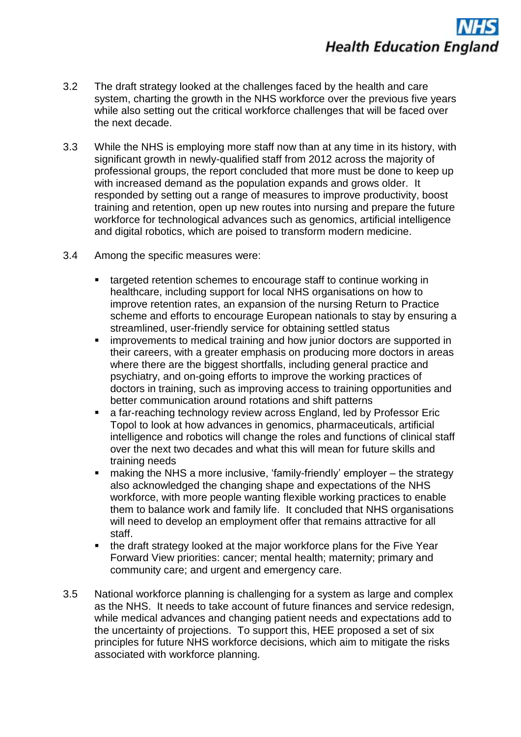3.2 The draft strategy looked at the challenges faced by the health and care system, charting the growth in the NHS workforce over the previous five years while also setting out the critical workforce challenges that will be faced over the next decade.

3.3 While the NHS is employing more staff now than at any time in its history, with significant growth in newly-qualified staff from 2012 across the majority of professional groups, the report concluded that more must be done to keep up with increased demand as the population expands and grows older. It responded by setting out a range of measures to improve productivity, boost training and retention, open up new routes into nursing and prepare the future workforce for technological advances such as genomics, artificial intelligence and digital robotics, which are poised to transform modern medicine.

3.4 Among the specific measures were:

- targeted retention schemes to encourage staff to continue working in healthcare, including support for local NHS organisations on how to improve retention rates, an expansion of the nursing Return to Practice scheme and efforts to encourage European nationals to stay by ensuring a streamlined, user-friendly service for obtaining settled status
- improvements to medical training and how junior doctors are supported in their careers, with a greater emphasis on producing more doctors in areas where there are the biggest shortfalls, including general practice and psychiatry, and on-going efforts to improve the working practices of doctors in training, such as improving access to training opportunities and better communication around rotations and shift patterns
- a far-reaching technology review across England, led by Professor Eric Topol to look at how advances in genomics, pharmaceuticals, artificial intelligence and robotics will change the roles and functions of clinical staff over the next two decades and what this will mean for future skills and training needs
- making the NHS a more inclusive, 'family-friendly' employer – the strategy also acknowledged the changing shape and expectations of the NHS workforce, with more people wanting flexible working practices to enable them to balance work and family life. It concluded that NHS organisations will need to develop an employment offer that remains attractive for all staff.
- the draft strategy looked at the major workforce plans for the Five Year Forward View priorities: cancer; mental health; maternity; primary and community care; and urgent and emergency care.

3.5 National workforce planning is challenging for a system as large and complex as the NHS. It needs to take account of future finances and service redesign, while medical advances and changing patient needs and expectations add to the uncertainty of projections. To support this, HEE proposed a set of six principles for future NHS workforce decisions, which aim to mitigate the risks associated with workforce planning.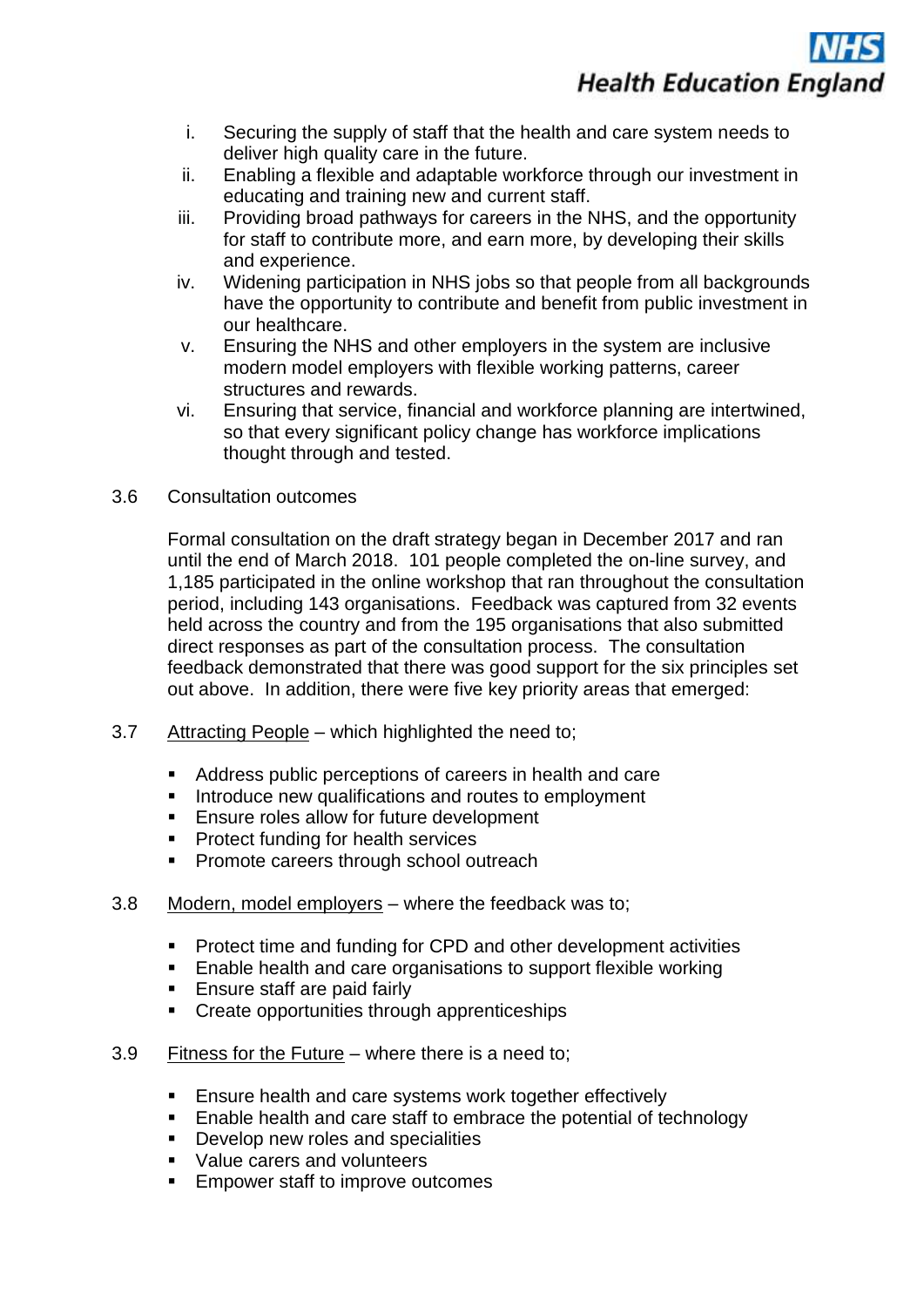i. Securing the supply of staff that the health and care system needs to deliver high quality care in the future.
ii. Enabling a flexible and adaptable workforce through our investment in educating and training new and current staff.
iii. Providing broad pathways for careers in the NHS, and the opportunity for staff to contribute more, and earn more, by developing their skills and experience.
iv. Widening participation in NHS jobs so that people from all backgrounds have the opportunity to contribute and benefit from public investment in our healthcare.
v. Ensuring the NHS and other employers in the system are inclusive modern model employers with flexible working patterns, career structures and rewards.
vi. Ensuring that service, financial and workforce planning are intertwined, so that every significant policy change has workforce implications thought through and tested.

3.6 Consultation outcomes

Formal consultation on the draft strategy began in December 2017 and ran until the end of March 2018. 101 people completed the on-line survey, and 1,185 participated in the online workshop that ran throughout the consultation period, including 143 organisations. Feedback was captured from 32 events held across the country and from the 195 organisations that also submitted direct responses as part of the consultation process. The consultation feedback demonstrated that there was good support for the six principles set out above. In addition, there were five key priority areas that emerged:

3.7 <u>Attracting People</u> – which highlighted the need to;

- Address public perceptions of careers in health and care
- Introduce new qualifications and routes to employment
- Ensure roles allow for future development
- Protect funding for health services
- Promote careers through school outreach

3.8 <u>Modern, model employers</u> – where the feedback was to;

- Protect time and funding for CPD and other development activities
- Enable health and care organisations to support flexible working
- Ensure staff are paid fairly
- Create opportunities through apprenticeships

3.9 <u>Fitness for the Future</u> – where there is a need to;

- Ensure health and care systems work together effectively
- Enable health and care staff to embrace the potential of technology
- Develop new roles and specialities
- Value carers and volunteers
- Empower staff to improve outcomes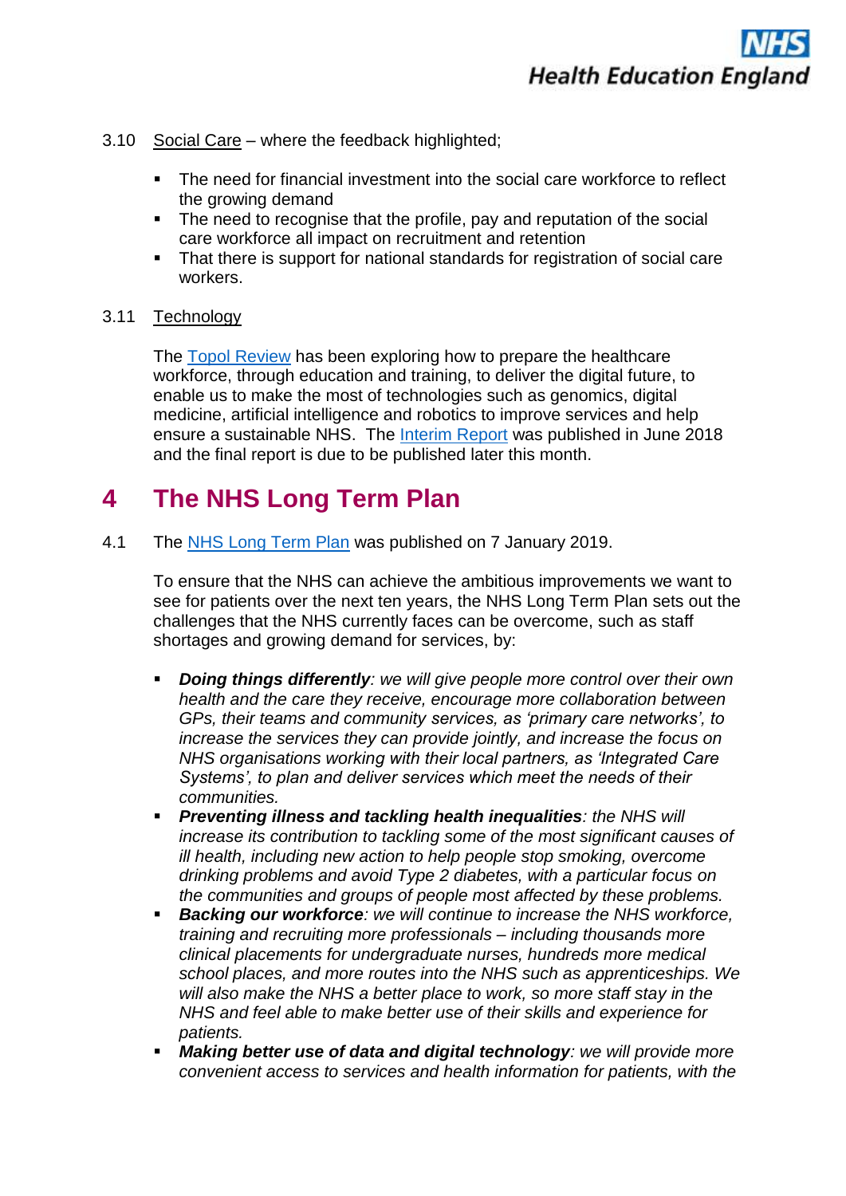3.10 Social Care – where the feedback highlighted;

- The need for financial investment into the social care workforce to reflect the growing demand
- The need to recognise that the profile, pay and reputation of the social care workforce all impact on recruitment and retention
- That there is support for national standards for registration of social care workers.

3.11 Technology

The Topol Review has been exploring how to prepare the healthcare workforce, through education and training, to deliver the digital future, to enable us to make the most of technologies such as genomics, digital medicine, artificial intelligence and robotics to improve services and help ensure a sustainable NHS. The Interim Report was published in June 2018 and the final report is due to be published later this month.

# 4 The NHS Long Term Plan

4.1 The NHS Long Term Plan was published on 7 January 2019.

To ensure that the NHS can achieve the ambitious improvements we want to see for patients over the next ten years, the NHS Long Term Plan sets out the challenges that the NHS currently faces can be overcome, such as staff shortages and growing demand for services, by:

- ***Doing things differently****: we will give people more control over their own health and the care they receive, encourage more collaboration between GPs, their teams and community services, as 'primary care networks', to increase the services they can provide jointly, and increase the focus on NHS organisations working with their local partners, as 'Integrated Care Systems', to plan and deliver services which meet the needs of their communities.*
- ***Preventing illness and tackling health inequalities****: the NHS will increase its contribution to tackling some of the most significant causes of ill health, including new action to help people stop smoking, overcome drinking problems and avoid Type 2 diabetes, with a particular focus on the communities and groups of people most affected by these problems.*
- ***Backing our workforce****: we will continue to increase the NHS workforce, training and recruiting more professionals – including thousands more clinical placements for undergraduate nurses, hundreds more medical school places, and more routes into the NHS such as apprenticeships. We will also make the NHS a better place to work, so more staff stay in the NHS and feel able to make better use of their skills and experience for patients.*
- ***Making better use of data and digital technology****: we will provide more convenient access to services and health information for patients, with the*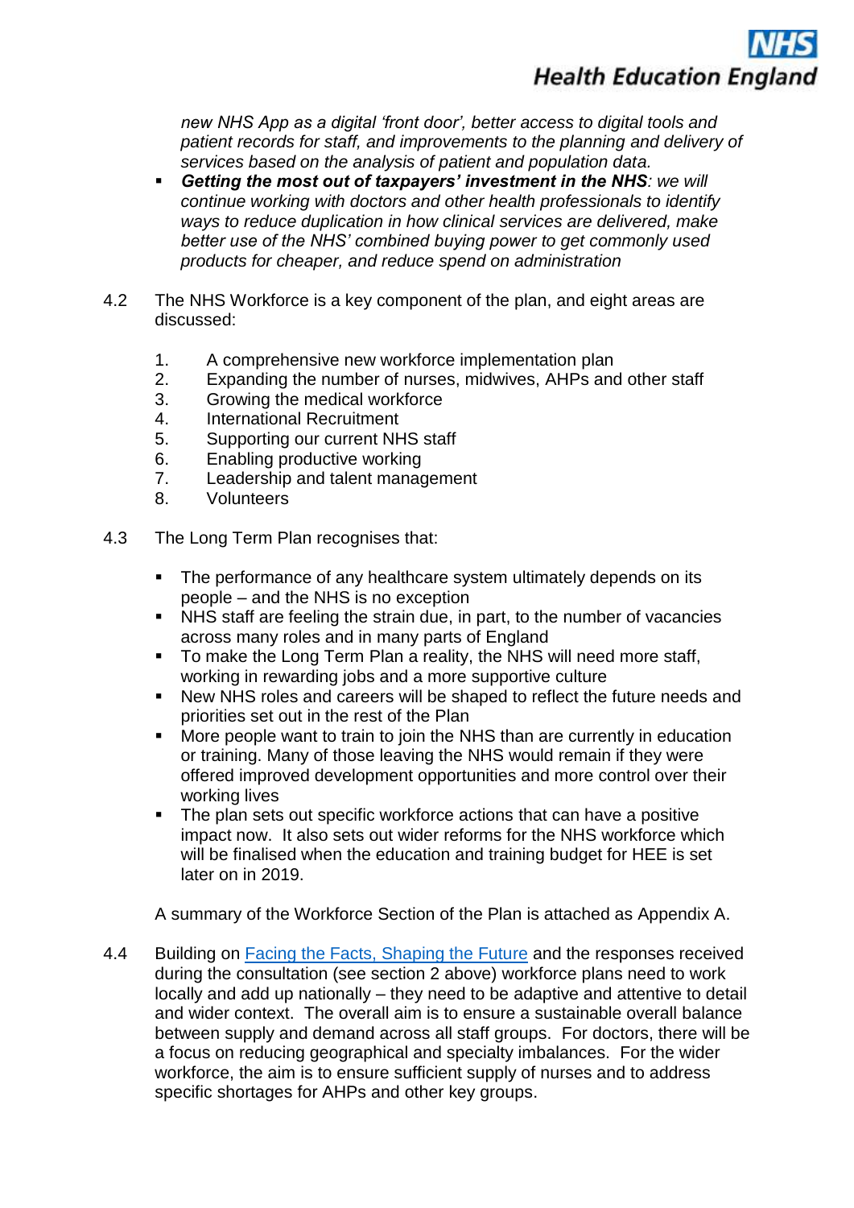*new NHS App as a digital 'front door', better access to digital tools and patient records for staff, and improvements to the planning and delivery of services based on the analysis of patient and population data.*

- ***Getting the most out of taxpayers' investment in the NHS**: we will continue working with doctors and other health professionals to identify ways to reduce duplication in how clinical services are delivered, make better use of the NHS' combined buying power to get commonly used products for cheaper, and reduce spend on administration*

4.2 The NHS Workforce is a key component of the plan, and eight areas are discussed:

1. A comprehensive new workforce implementation plan
2. Expanding the number of nurses, midwives, AHPs and other staff
3. Growing the medical workforce
4. International Recruitment
5. Supporting our current NHS staff
6. Enabling productive working
7. Leadership and talent management
8. Volunteers

4.3 The Long Term Plan recognises that:

- The performance of any healthcare system ultimately depends on its people – and the NHS is no exception
- NHS staff are feeling the strain due, in part, to the number of vacancies across many roles and in many parts of England
- To make the Long Term Plan a reality, the NHS will need more staff, working in rewarding jobs and a more supportive culture
- New NHS roles and careers will be shaped to reflect the future needs and priorities set out in the rest of the Plan
- More people want to train to join the NHS than are currently in education or training. Many of those leaving the NHS would remain if they were offered improved development opportunities and more control over their working lives
- The plan sets out specific workforce actions that can have a positive impact now. It also sets out wider reforms for the NHS workforce which will be finalised when the education and training budget for HEE is set later on in 2019.

A summary of the Workforce Section of the Plan is attached as Appendix A.

4.4 Building on Facing the Facts, Shaping the Future and the responses received during the consultation (see section 2 above) workforce plans need to work locally and add up nationally – they need to be adaptive and attentive to detail and wider context. The overall aim is to ensure a sustainable overall balance between supply and demand across all staff groups. For doctors, there will be a focus on reducing geographical and specialty imbalances. For the wider workforce, the aim is to ensure sufficient supply of nurses and to address specific shortages for AHPs and other key groups.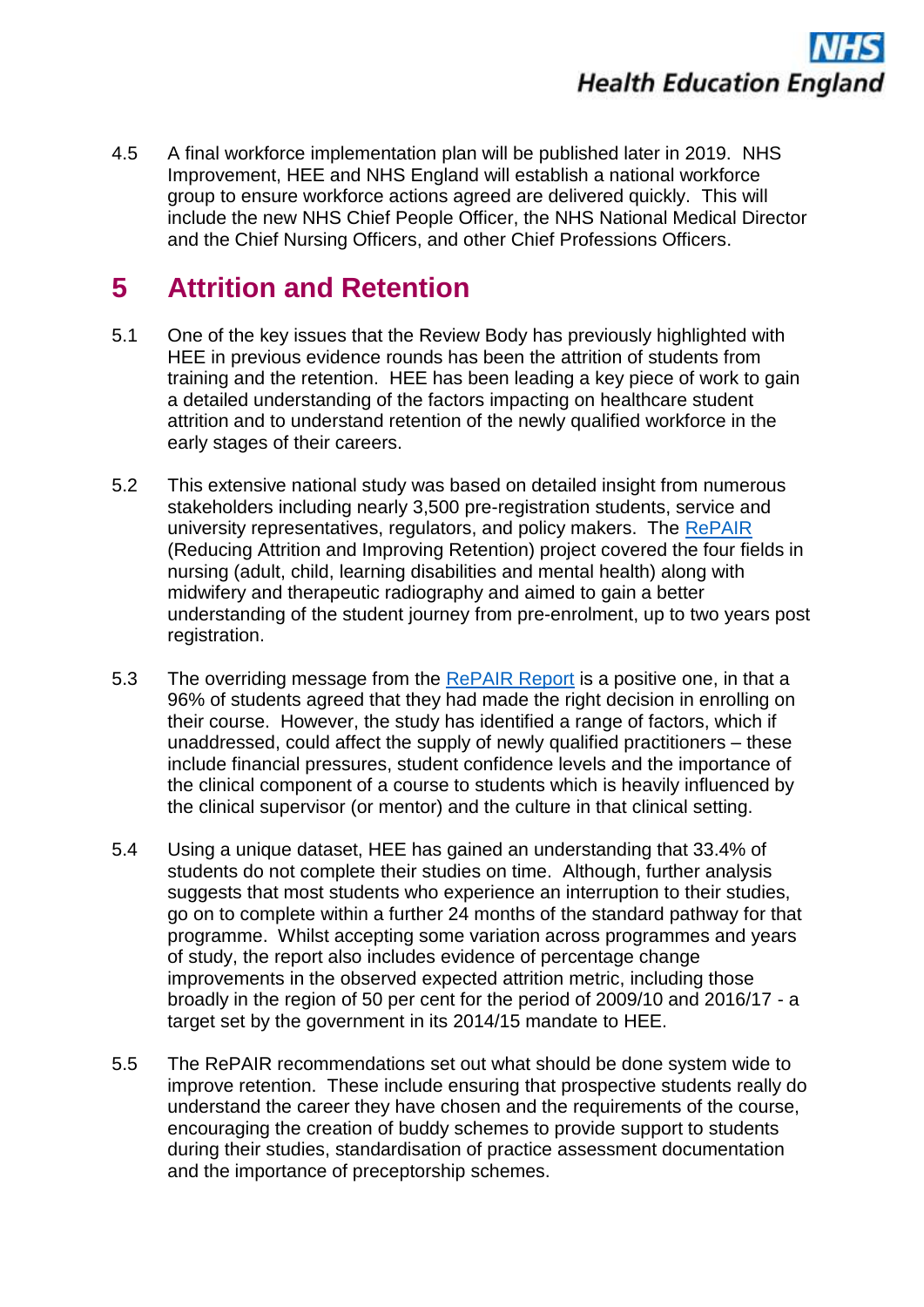4.5 A final workforce implementation plan will be published later in 2019. NHS Improvement, HEE and NHS England will establish a national workforce group to ensure workforce actions agreed are delivered quickly. This will include the new NHS Chief People Officer, the NHS National Medical Director and the Chief Nursing Officers, and other Chief Professions Officers.

## 5 Attrition and Retention

5.1 One of the key issues that the Review Body has previously highlighted with HEE in previous evidence rounds has been the attrition of students from training and the retention. HEE has been leading a key piece of work to gain a detailed understanding of the factors impacting on healthcare student attrition and to understand retention of the newly qualified workforce in the early stages of their careers.

5.2 This extensive national study was based on detailed insight from numerous stakeholders including nearly 3,500 pre-registration students, service and university representatives, regulators, and policy makers. The [RePAIR](RePAIR) (Reducing Attrition and Improving Retention) project covered the four fields in nursing (adult, child, learning disabilities and mental health) along with midwifery and therapeutic radiography and aimed to gain a better understanding of the student journey from pre-enrolment, up to two years post registration.

5.3 The overriding message from the [RePAIR Report](RePAIR Report) is a positive one, in that a 96% of students agreed that they had made the right decision in enrolling on their course. However, the study has identified a range of factors, which if unaddressed, could affect the supply of newly qualified practitioners – these include financial pressures, student confidence levels and the importance of the clinical component of a course to students which is heavily influenced by the clinical supervisor (or mentor) and the culture in that clinical setting.

5.4 Using a unique dataset, HEE has gained an understanding that 33.4% of students do not complete their studies on time. Although, further analysis suggests that most students who experience an interruption to their studies, go on to complete within a further 24 months of the standard pathway for that programme. Whilst accepting some variation across programmes and years of study, the report also includes evidence of percentage change improvements in the observed expected attrition metric, including those broadly in the region of 50 per cent for the period of 2009/10 and 2016/17 - a target set by the government in its 2014/15 mandate to HEE.

5.5 The RePAIR recommendations set out what should be done system wide to improve retention. These include ensuring that prospective students really do understand the career they have chosen and the requirements of the course, encouraging the creation of buddy schemes to provide support to students during their studies, standardisation of practice assessment documentation and the importance of preceptorship schemes.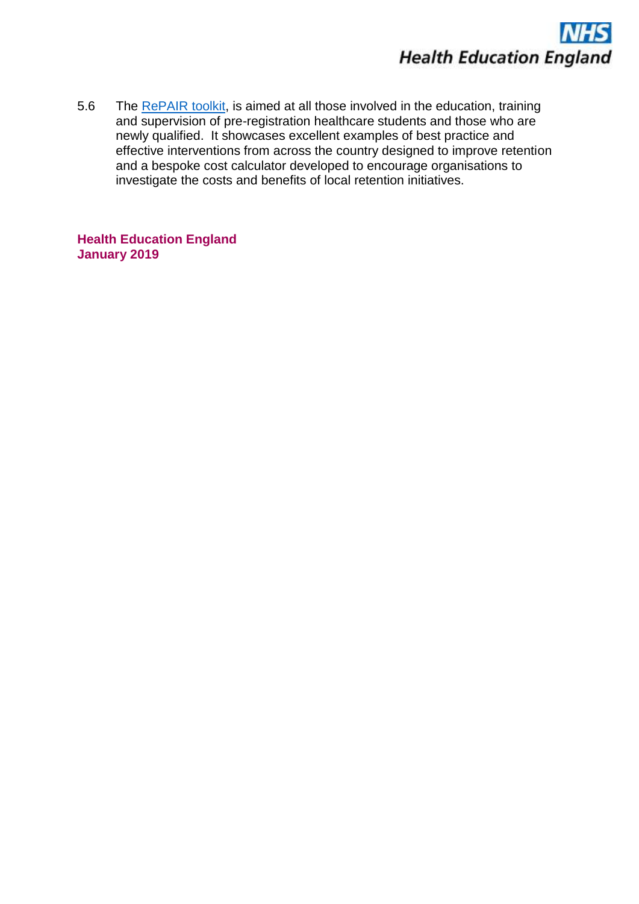5.6 The RePAIR toolkit, is aimed at all those involved in the education, training and supervision of pre-registration healthcare students and those who are newly qualified. It showcases excellent examples of best practice and effective interventions from across the country designed to improve retention and a bespoke cost calculator developed to encourage organisations to investigate the costs and benefits of local retention initiatives.

**Health Education England**
**January 2019**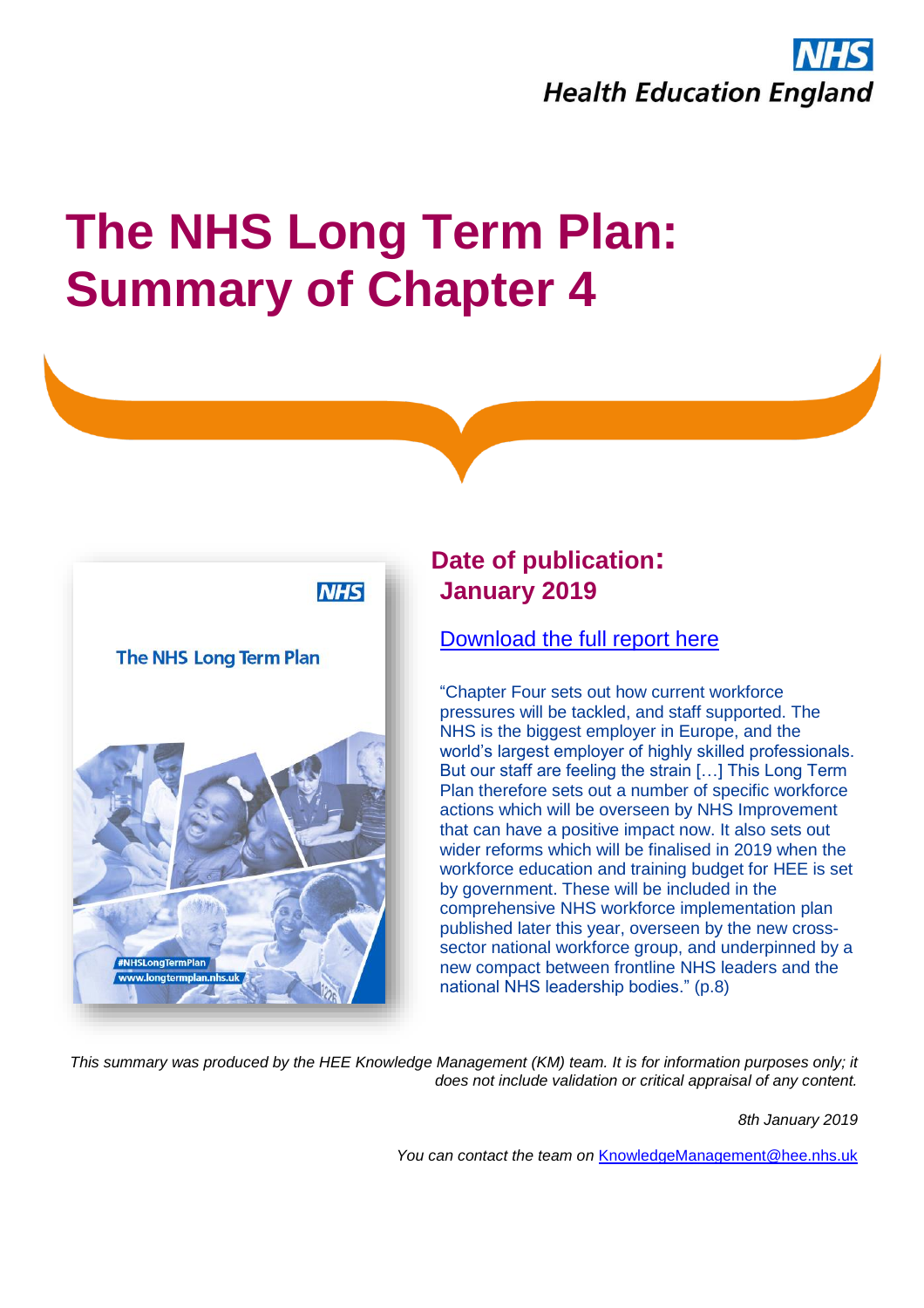# The NHS Long Term Plan: Summary of Chapter 4

## Date of publication: January 2019

[Download the full report here]

"Chapter Four sets out how current workforce pressures will be tackled, and staff supported. The NHS is the biggest employer in Europe, and the world's largest employer of highly skilled professionals. But our staff are feeling the strain […] This Long Term Plan therefore sets out a number of specific workforce actions which will be overseen by NHS Improvement that can have a positive impact now. It also sets out wider reforms which will be finalised in 2019 when the workforce education and training budget for HEE is set by government. These will be included in the comprehensive NHS workforce implementation plan published later this year, overseen by the new cross-sector national workforce group, and underpinned by a new compact between frontline NHS leaders and the national NHS leadership bodies." (p.8)

*This summary was produced by the HEE Knowledge Management (KM) team. It is for information purposes only; it does not include validation or critical appraisal of any content.*

*8th January 2019*

*You can contact the team on* KnowledgeManagement@hee.nhs.uk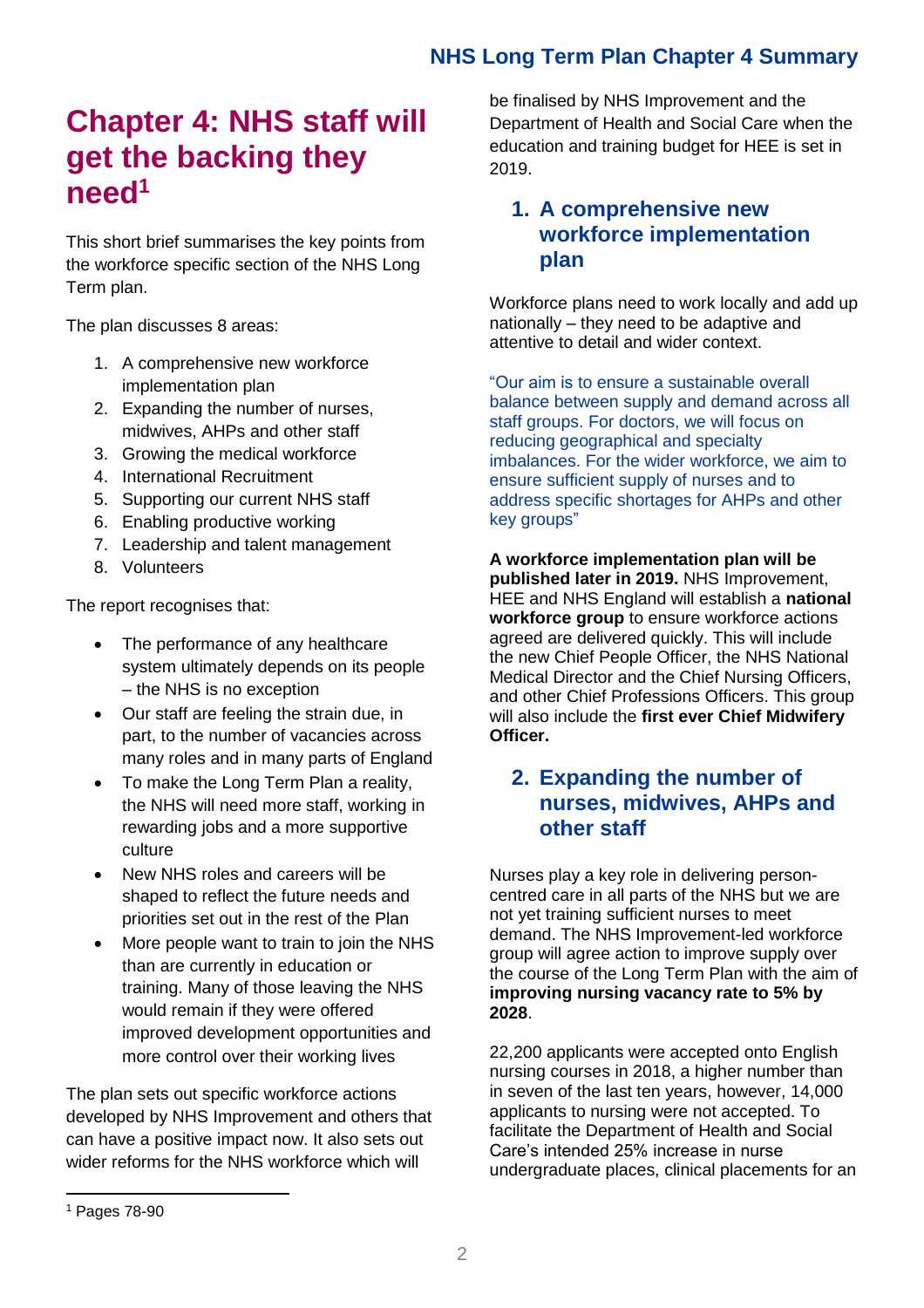# Chapter 4: NHS staff will get the backing they need[1]

This short brief summarises the key points from the workforce specific section of the NHS Long Term plan.

The plan discusses 8 areas:

1. A comprehensive new workforce implementation plan
2. Expanding the number of nurses, midwives, AHPs and other staff
3. Growing the medical workforce
4. International Recruitment
5. Supporting our current NHS staff
6. Enabling productive working
7. Leadership and talent management
8. Volunteers

The report recognises that:

- The performance of any healthcare system ultimately depends on its people – the NHS is no exception
- Our staff are feeling the strain due, in part, to the number of vacancies across many roles and in many parts of England
- To make the Long Term Plan a reality, the NHS will need more staff, working in rewarding jobs and a more supportive culture
- New NHS roles and careers will be shaped to reflect the future needs and priorities set out in the rest of the Plan
- More people want to train to join the NHS than are currently in education or training. Many of those leaving the NHS would remain if they were offered improved development opportunities and more control over their working lives

The plan sets out specific workforce actions developed by NHS Improvement and others that can have a positive impact now. It also sets out wider reforms for the NHS workforce which will be finalised by NHS Improvement and the Department of Health and Social Care when the education and training budget for HEE is set in 2019.

## 1. A comprehensive new workforce implementation plan

Workforce plans need to work locally and add up nationally – they need to be adaptive and attentive to detail and wider context.

"Our aim is to ensure a sustainable overall balance between supply and demand across all staff groups. For doctors, we will focus on reducing geographical and specialty imbalances. For the wider workforce, we aim to ensure sufficient supply of nurses and to address specific shortages for AHPs and other key groups"

**A workforce implementation plan will be published later in 2019.** NHS Improvement, HEE and NHS England will establish a **national workforce group** to ensure workforce actions agreed are delivered quickly. This will include the new Chief People Officer, the NHS National Medical Director and the Chief Nursing Officers, and other Chief Professions Officers. This group will also include the **first ever Chief Midwifery Officer.**

## 2. Expanding the number of nurses, midwives, AHPs and other staff

Nurses play a key role in delivering person-centred care in all parts of the NHS but we are not yet training sufficient nurses to meet demand. The NHS Improvement-led workforce group will agree action to improve supply over the course of the Long Term Plan with the aim of **improving nursing vacancy rate to 5% by 2028**.

22,200 applicants were accepted onto English nursing courses in 2018, a higher number than in seven of the last ten years, however, 14,000 applicants to nursing were not accepted. To facilitate the Department of Health and Social Care's intended 25% increase in nurse undergraduate places, clinical placements for an

[1] Pages 78-90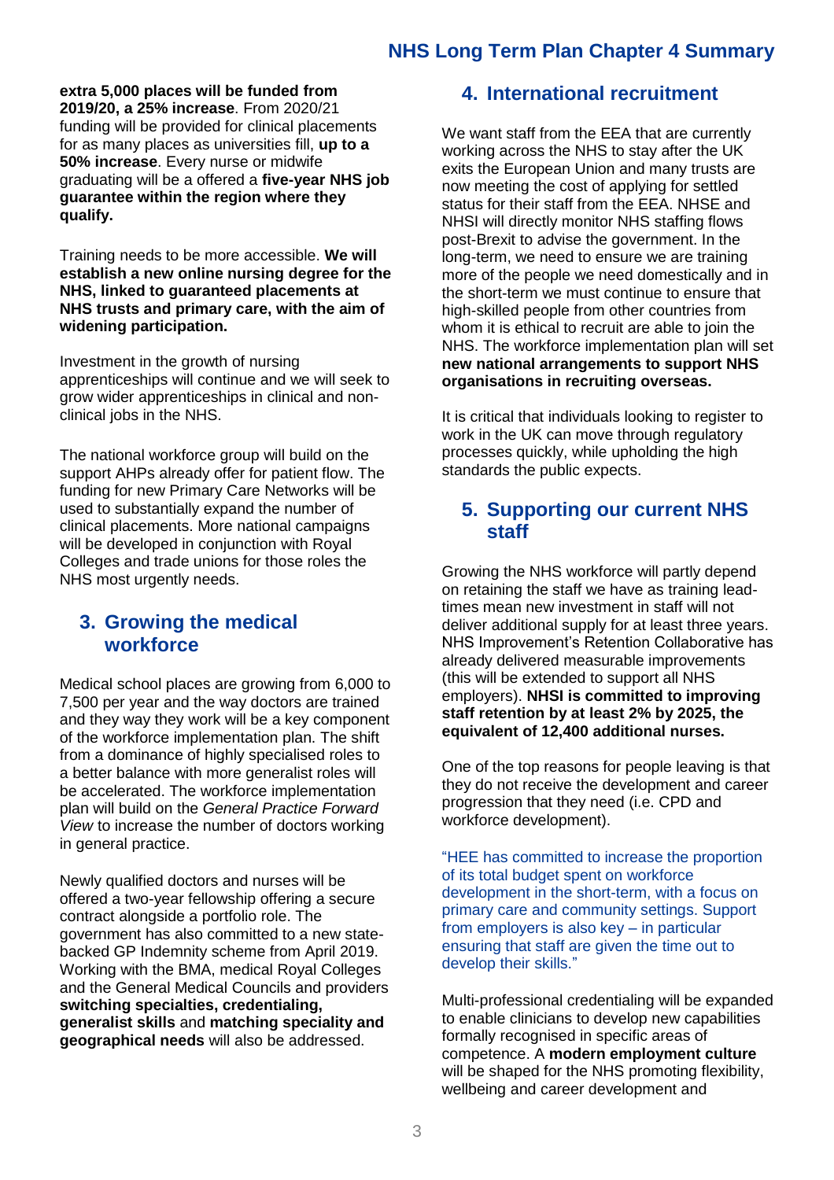**extra 5,000 places will be funded from 2019/20, a 25% increase**. From 2020/21 funding will be provided for clinical placements for as many places as universities fill, **up to a 50% increase**. Every nurse or midwife graduating will be a offered a **five-year NHS job guarantee within the region where they qualify.**

Training needs to be more accessible. **We will establish a new online nursing degree for the NHS, linked to guaranteed placements at NHS trusts and primary care, with the aim of widening participation.**

Investment in the growth of nursing apprenticeships will continue and we will seek to grow wider apprenticeships in clinical and non-clinical jobs in the NHS.

The national workforce group will build on the support AHPs already offer for patient flow. The funding for new Primary Care Networks will be used to substantially expand the number of clinical placements. More national campaigns will be developed in conjunction with Royal Colleges and trade unions for those roles the NHS most urgently needs.

## 3. Growing the medical workforce

Medical school places are growing from 6,000 to 7,500 per year and the way doctors are trained and they way they work will be a key component of the workforce implementation plan. The shift from a dominance of highly specialised roles to a better balance with more generalist roles will be accelerated. The workforce implementation plan will build on the *General Practice Forward View* to increase the number of doctors working in general practice.

Newly qualified doctors and nurses will be offered a two-year fellowship offering a secure contract alongside a portfolio role. The government has also committed to a new state-backed GP Indemnity scheme from April 2019. Working with the BMA, medical Royal Colleges and the General Medical Councils and providers **switching specialties, credentialing, generalist skills** and **matching speciality and geographical needs** will also be addressed.

## 4. International recruitment

We want staff from the EEA that are currently working across the NHS to stay after the UK exits the European Union and many trusts are now meeting the cost of applying for settled status for their staff from the EEA. NHSE and NHSI will directly monitor NHS staffing flows post-Brexit to advise the government. In the long-term, we need to ensure we are training more of the people we need domestically and in the short-term we must continue to ensure that high-skilled people from other countries from whom it is ethical to recruit are able to join the NHS. The workforce implementation plan will set **new national arrangements to support NHS organisations in recruiting overseas.**

It is critical that individuals looking to register to work in the UK can move through regulatory processes quickly, while upholding the high standards the public expects.

## 5. Supporting our current NHS staff

Growing the NHS workforce will partly depend on retaining the staff we have as training lead-times mean new investment in staff will not deliver additional supply for at least three years. NHS Improvement's Retention Collaborative has already delivered measurable improvements (this will be extended to support all NHS employers). **NHSI is committed to improving staff retention by at least 2% by 2025, the equivalent of 12,400 additional nurses.**

One of the top reasons for people leaving is that they do not receive the development and career progression that they need (i.e. CPD and workforce development).

"HEE has committed to increase the proportion of its total budget spent on workforce development in the short-term, with a focus on primary care and community settings. Support from employers is also key – in particular ensuring that staff are given the time out to develop their skills."

Multi-professional credentialing will be expanded to enable clinicians to develop new capabilities formally recognised in specific areas of competence. A **modern employment culture** will be shaped for the NHS promoting flexibility, wellbeing and career development and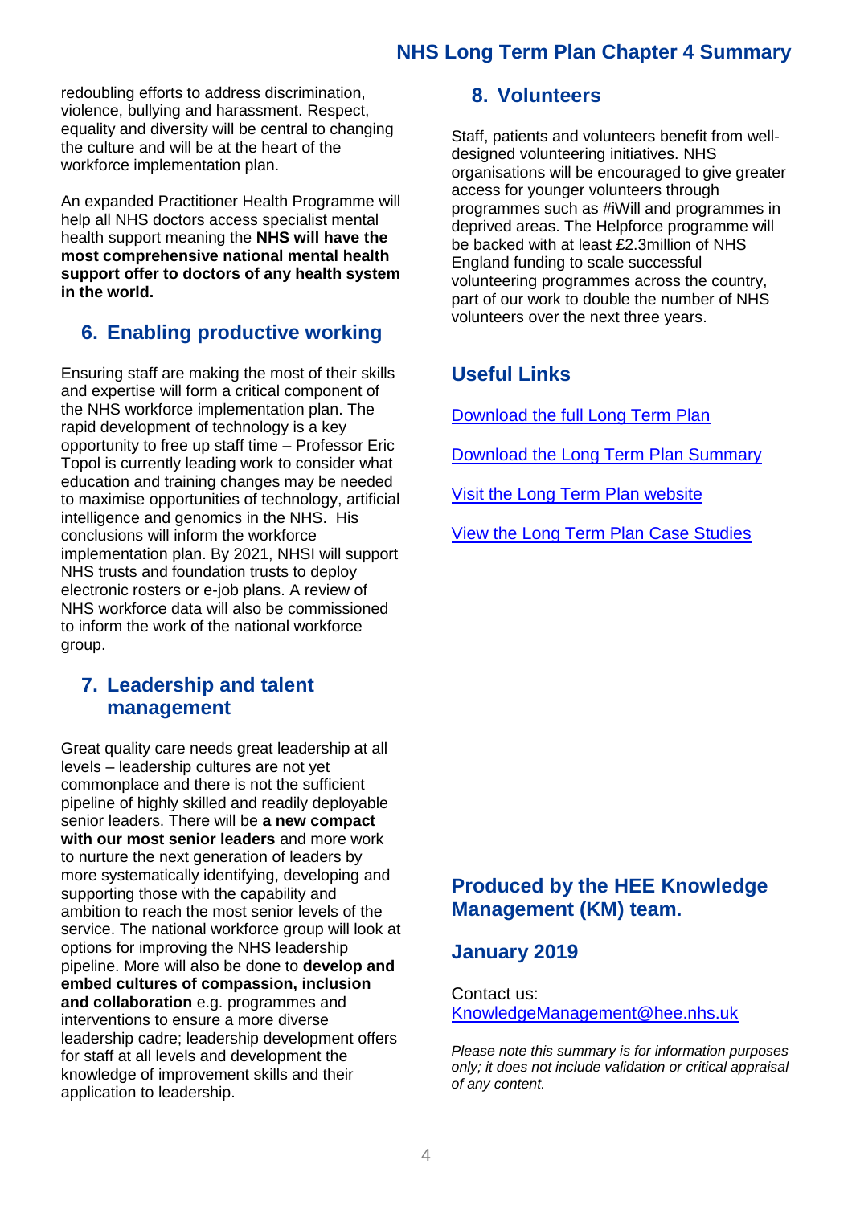redoubling efforts to address discrimination, violence, bullying and harassment. Respect, equality and diversity will be central to changing the culture and will be at the heart of the workforce implementation plan.

An expanded Practitioner Health Programme will help all NHS doctors access specialist mental health support meaning the **NHS will have the most comprehensive national mental health support offer to doctors of any health system in the world.**

## 6. Enabling productive working

Ensuring staff are making the most of their skills and expertise will form a critical component of the NHS workforce implementation plan. The rapid development of technology is a key opportunity to free up staff time – Professor Eric Topol is currently leading work to consider what education and training changes may be needed to maximise opportunities of technology, artificial intelligence and genomics in the NHS. His conclusions will inform the workforce implementation plan. By 2021, NHSI will support NHS trusts and foundation trusts to deploy electronic rosters or e-job plans. A review of NHS workforce data will also be commissioned to inform the work of the national workforce group.

## 7. Leadership and talent management

Great quality care needs great leadership at all levels – leadership cultures are not yet commonplace and there is not the sufficient pipeline of highly skilled and readily deployable senior leaders. There will be **a new compact with our most senior leaders** and more work to nurture the next generation of leaders by more systematically identifying, developing and supporting those with the capability and ambition to reach the most senior levels of the service. The national workforce group will look at options for improving the NHS leadership pipeline. More will also be done to **develop and embed cultures of compassion, inclusion and collaboration** e.g. programmes and interventions to ensure a more diverse leadership cadre; leadership development offers for staff at all levels and development the knowledge of improvement skills and their application to leadership.

## 8. Volunteers

Staff, patients and volunteers benefit from well-designed volunteering initiatives. NHS organisations will be encouraged to give greater access for younger volunteers through programmes such as #iWill and programmes in deprived areas. The Helpforce programme will be backed with at least £2.3million of NHS England funding to scale successful volunteering programmes across the country, part of our work to double the number of NHS volunteers over the next three years.

## Useful Links

Download the full Long Term Plan

Download the Long Term Plan Summary

Visit the Long Term Plan website

View the Long Term Plan Case Studies

## Produced by the HEE Knowledge Management (KM) team.

## January 2019

Contact us:
KnowledgeManagement@hee.nhs.uk

*Please note this summary is for information purposes only; it does not include validation or critical appraisal of any content.*